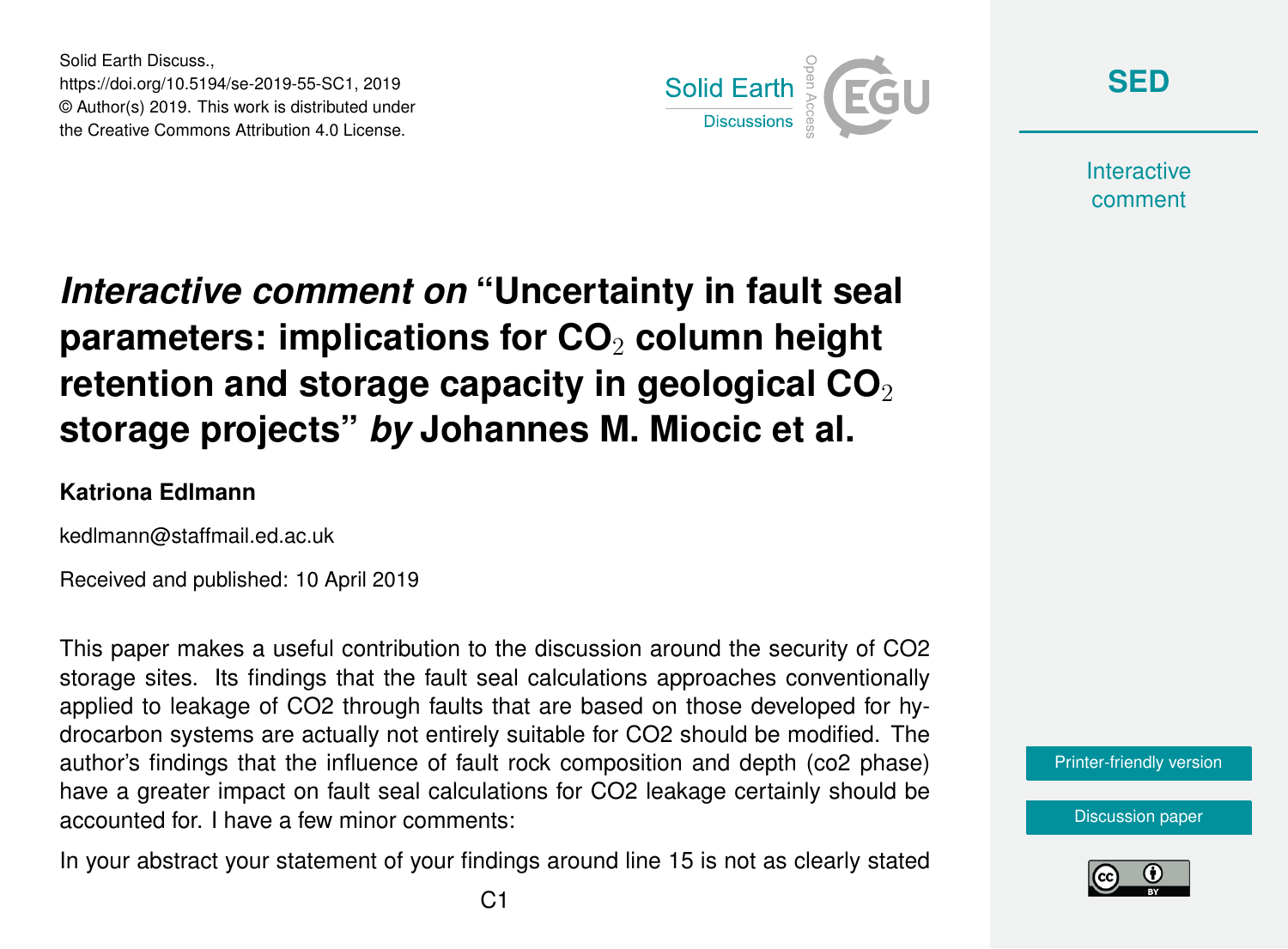Solid Earth Discuss.,
https://doi.org/10.5194/se-2019-55-SC1, 2019
© Author(s) 2019. This work is distributed under
the Creative Commons Attribution 4.0 License.

# *Interactive comment on* "Uncertainty in fault seal parameters: implications for $CO_2$ column height retention and storage capacity in geological $CO_2$ storage projects" *by* Johannes M. Miocic et al.

**Katriona Edlmann**

kedlmann@staffmail.ed.ac.uk

Received and published: 10 April 2019

This paper makes a useful contribution to the discussion around the security of CO2 storage sites. Its findings that the fault seal calculations approaches conventionally applied to leakage of CO2 through faults that are based on those developed for hydrocarbon systems are actually not entirely suitable for CO2 should be modified. The author's findings that the influence of fault rock composition and depth (co2 phase) have a greater impact on fault seal calculations for CO2 leakage certainly should be accounted for. I have a few minor comments:

In your abstract your statement of your findings around line 15 is not as clearly stated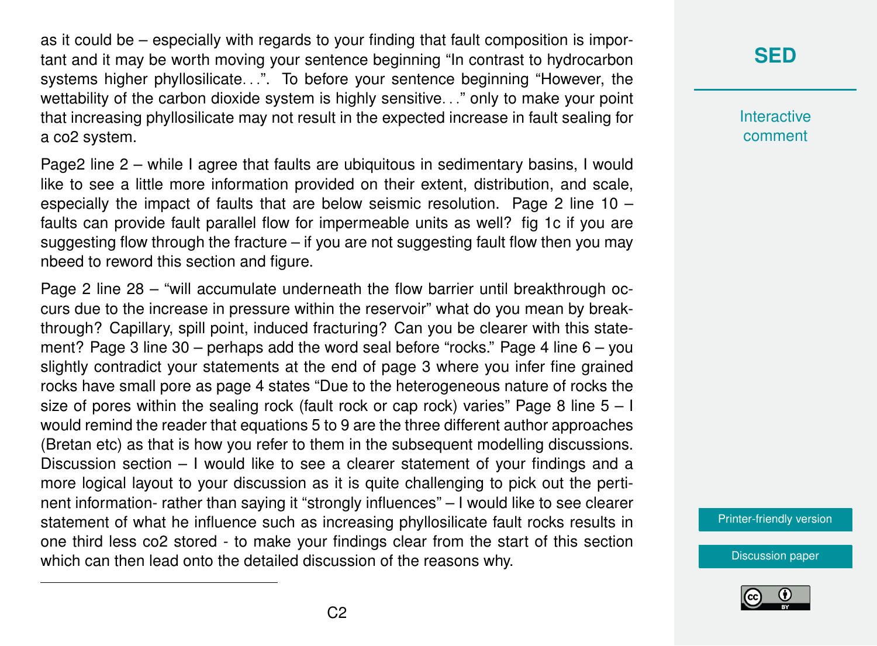as it could be – especially with regards to your finding that fault composition is important and it may be worth moving your sentence beginning "In contrast to hydrocarbon systems higher phyllosilicate...". To before your sentence beginning "However, the wettability of the carbon dioxide system is highly sensitive..." only to make your point that increasing phyllosilicate may not result in the expected increase in fault sealing for a co2 system.

Page2 line 2 – while I agree that faults are ubiquitous in sedimentary basins, I would like to see a little more information provided on their extent, distribution, and scale, especially the impact of faults that are below seismic resolution. Page 2 line 10 – faults can provide fault parallel flow for impermeable units as well? fig 1c if you are suggesting flow through the fracture – if you are not suggesting fault flow then you may nbeed to reword this section and figure.

Page 2 line 28 – "will accumulate underneath the flow barrier until breakthrough occurs due to the increase in pressure within the reservoir" what do you mean by breakthrough? Capillary, spill point, induced fracturing? Can you be clearer with this statement? Page 3 line 30 – perhaps add the word seal before "rocks." Page 4 line 6 – you slightly contradict your statements at the end of page 3 where you infer fine grained rocks have small pore as page 4 states "Due to the heterogeneous nature of rocks the size of pores within the sealing rock (fault rock or cap rock) varies" Page 8 line 5 – I would remind the reader that equations 5 to 9 are the three different author approaches (Bretan etc) as that is how you refer to them in the subsequent modelling discussions. Discussion section – I would like to see a clearer statement of your findings and a more logical layout to your discussion as it is quite challenging to pick out the pertinent information- rather than saying it "strongly influences" – I would like to see clearer statement of what he influence such as increasing phyllosilicate fault rocks results in one third less co2 stored - to make your findings clear from the start of this section which can then lead onto the detailed discussion of the reasons why.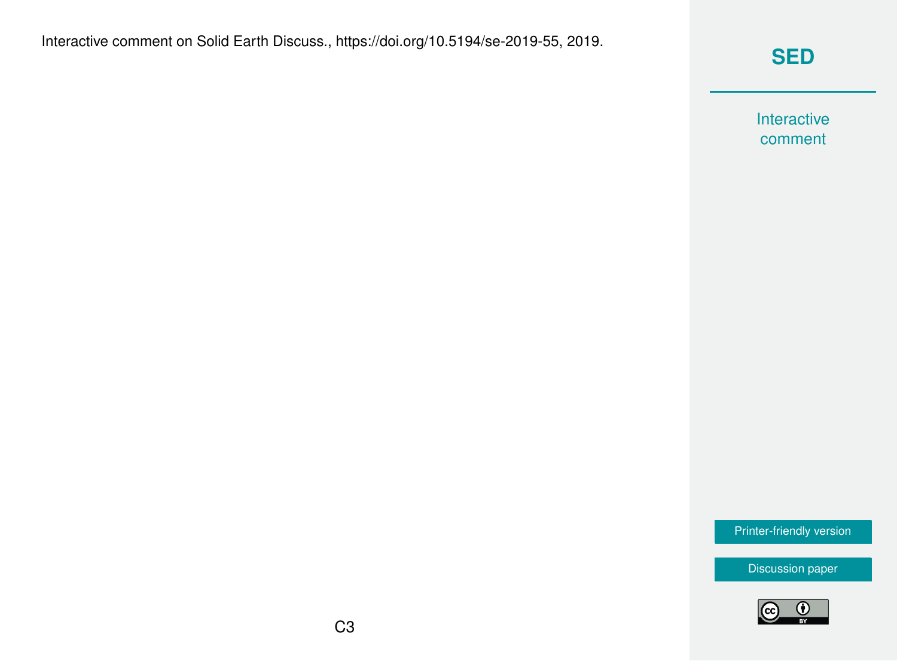Interactive comment on Solid Earth Discuss., https://doi.org/10.5194/se-2019-55, 2019.